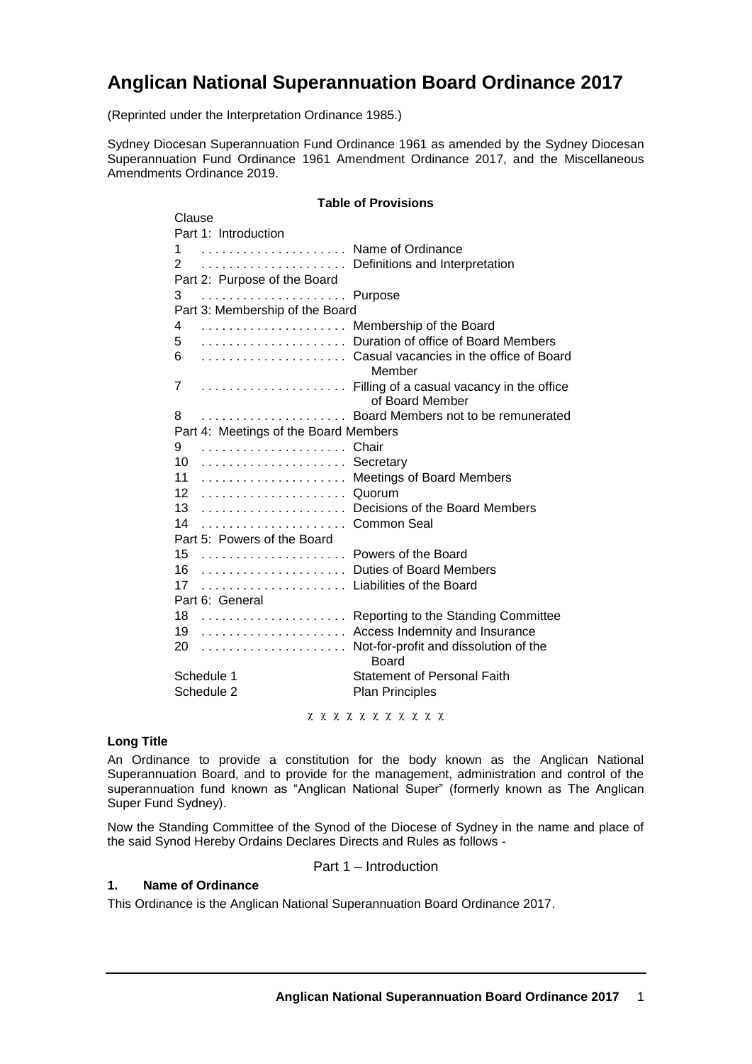# Anglican National Superannuation Board Ordinance 2017

(Reprinted under the Interpretation Ordinance 1985.)

Sydney Diocesan Superannuation Fund Ordinance 1961 as amended by the Sydney Diocesan Superannuation Fund Ordinance 1961 Amendment Ordinance 2017, and the Miscellaneous Amendments Ordinance 2019.

**Table of Provisions**

| Clause | |
|---|---|
| **Part 1: Introduction** | |
| 1 | Name of Ordinance |
| 2 | Definitions and Interpretation |
| **Part 2: Purpose of the Board** | |
| 3 | Purpose |
| **Part 3: Membership of the Board** | |
| 4 | Membership of the Board |
| 5 | Duration of office of Board Members |
| 6 | Casual vacancies in the office of Board Member |
| 7 | Filling of a casual vacancy in the office of Board Member |
| 8 | Board Members not to be remunerated |
| **Part 4: Meetings of the Board Members** | |
| 9 | Chair |
| 10 | Secretary |
| 11 | Meetings of Board Members |
| 12 | Quorum |
| 13 | Decisions of the Board Members |
| 14 | Common Seal |
| **Part 5: Powers of the Board** | |
| 15 | Powers of the Board |
| 16 | Duties of Board Members |
| 17 | Liabilities of the Board |
| **Part 6: General** | |
| 18 | Reporting to the Standing Committee |
| 19 | Access Indemnity and Insurance |
| 20 | Not-for-profit and dissolution of the Board |
| Schedule 1 | Statement of Personal Faith |
| Schedule 2 | Plan Principles |

χ χ χ χ χ χ χ χ χ χ χ

**Long Title**

An Ordinance to provide a constitution for the body known as the Anglican National Superannuation Board, and to provide for the management, administration and control of the superannuation fund known as "Anglican National Super" (formerly known as The Anglican Super Fund Sydney).

Now the Standing Committee of the Synod of the Diocese of Sydney in the name and place of the said Synod Hereby Ordains Declares Directs and Rules as follows -

## Part 1 – Introduction

### 1. Name of Ordinance

This Ordinance is the Anglican National Superannuation Board Ordinance 2017.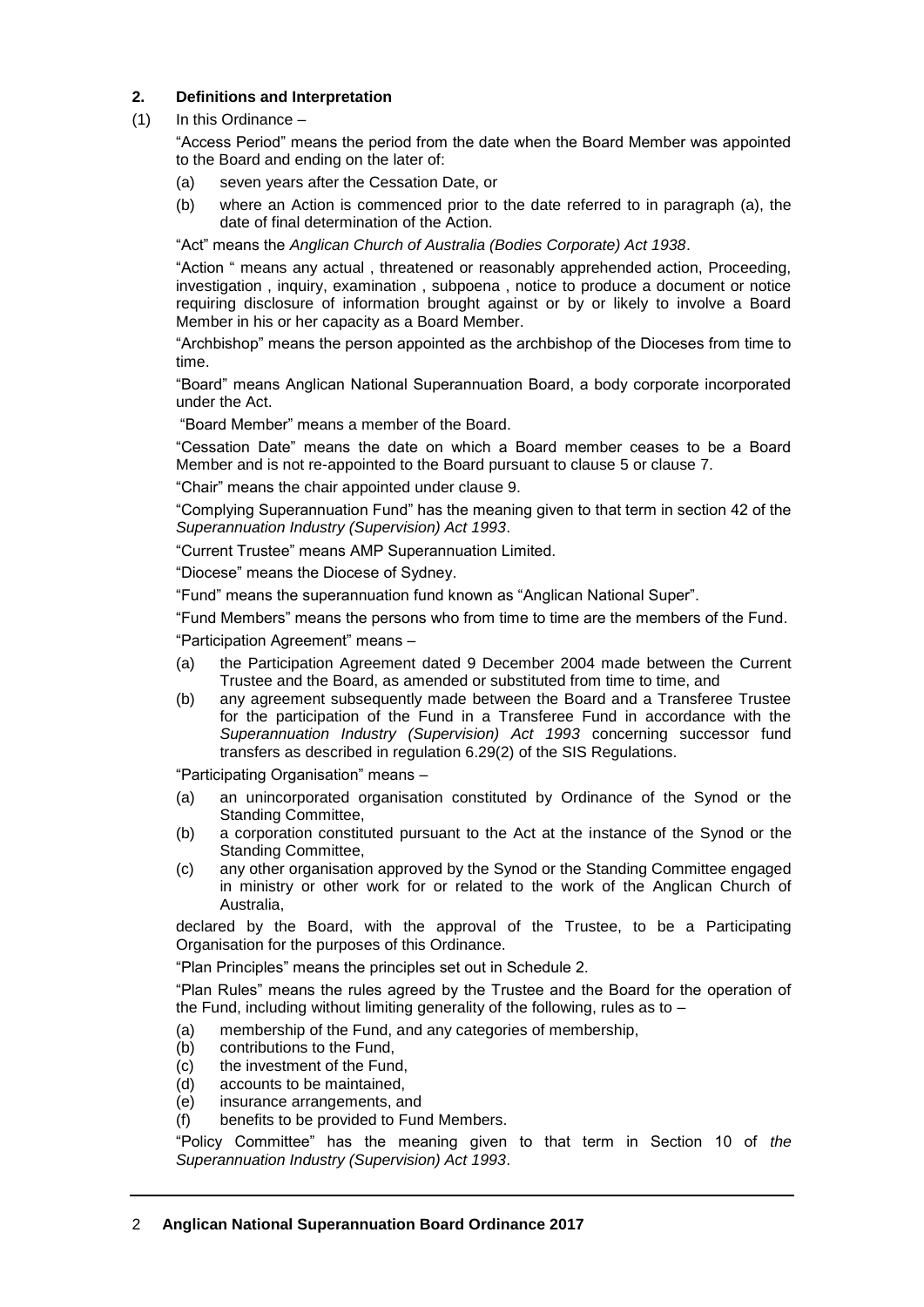### 2. Definitions and Interpretation

(1) In this Ordinance –

"Access Period" means the period from the date when the Board Member was appointed to the Board and ending on the later of:

(a) seven years after the Cessation Date, or

(b) where an Action is commenced prior to the date referred to in paragraph (a), the date of final determination of the Action.

"Act" means the *Anglican Church of Australia (Bodies Corporate) Act 1938*.

"Action " means any actual , threatened or reasonably apprehended action, Proceeding, investigation , inquiry, examination , subpoena , notice to produce a document or notice requiring disclosure of information brought against or by or likely to involve a Board Member in his or her capacity as a Board Member.

"Archbishop" means the person appointed as the archbishop of the Dioceses from time to time.

"Board" means Anglican National Superannuation Board, a body corporate incorporated under the Act.

"Board Member" means a member of the Board.

"Cessation Date" means the date on which a Board member ceases to be a Board Member and is not re-appointed to the Board pursuant to clause 5 or clause 7.

"Chair" means the chair appointed under clause 9.

"Complying Superannuation Fund" has the meaning given to that term in section 42 of the *Superannuation Industry (Supervision) Act 1993*.

"Current Trustee" means AMP Superannuation Limited.

"Diocese" means the Diocese of Sydney.

"Fund" means the superannuation fund known as "Anglican National Super".

"Fund Members" means the persons who from time to time are the members of the Fund.

"Participation Agreement" means –

(a) the Participation Agreement dated 9 December 2004 made between the Current Trustee and the Board, as amended or substituted from time to time, and

(b) any agreement subsequently made between the Board and a Transferee Trustee for the participation of the Fund in a Transferee Fund in accordance with the *Superannuation Industry (Supervision) Act 1993* concerning successor fund transfers as described in regulation 6.29(2) of the SIS Regulations.

"Participating Organisation" means –

(a) an unincorporated organisation constituted by Ordinance of the Synod or the Standing Committee,

(b) a corporation constituted pursuant to the Act at the instance of the Synod or the Standing Committee,

(c) any other organisation approved by the Synod or the Standing Committee engaged in ministry or other work for or related to the work of the Anglican Church of Australia,

declared by the Board, with the approval of the Trustee, to be a Participating Organisation for the purposes of this Ordinance.

"Plan Principles" means the principles set out in Schedule 2.

"Plan Rules" means the rules agreed by the Trustee and the Board for the operation of the Fund, including without limiting generality of the following, rules as to –

(a) membership of the Fund, and any categories of membership,

(b) contributions to the Fund,

(c) the investment of the Fund,

(d) accounts to be maintained,

(e) insurance arrangements, and

(f) benefits to be provided to Fund Members.

"Policy Committee" has the meaning given to that term in Section 10 of *the Superannuation Industry (Supervision) Act 1993*.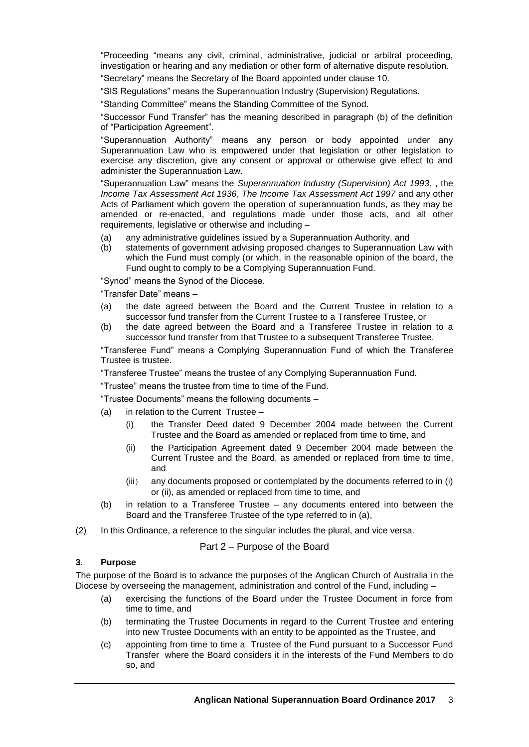"Proceeding "means any civil, criminal, administrative, judicial or arbitral proceeding, investigation or hearing and any mediation or other form of alternative dispute resolution.

"Secretary" means the Secretary of the Board appointed under clause 10.

"SIS Regulations" means the Superannuation Industry (Supervision) Regulations.

"Standing Committee" means the Standing Committee of the Synod.

"Successor Fund Transfer" has the meaning described in paragraph (b) of the definition of "Participation Agreement".

"Superannuation Authority" means any person or body appointed under any Superannuation Law who is empowered under that legislation or other legislation to exercise any discretion, give any consent or approval or otherwise give effect to and administer the Superannuation Law.

"Superannuation Law" means the *Superannuation Industry (Supervision) Act 1993*, , the *Income Tax Assessment Act 1936*, *The Income Tax Assessment Act 1997* and any other Acts of Parliament which govern the operation of superannuation funds, as they may be amended or re-enacted, and regulations made under those acts, and all other requirements, legislative or otherwise and including –

(a) any administrative guidelines issued by a Superannuation Authority, and
(b) statements of government advising proposed changes to Superannuation Law with which the Fund must comply (or which, in the reasonable opinion of the board, the Fund ought to comply to be a Complying Superannuation Fund.

"Synod" means the Synod of the Diocese.

"Transfer Date" means –

(a) the date agreed between the Board and the Current Trustee in relation to a successor fund transfer from the Current Trustee to a Transferee Trustee, or
(b) the date agreed between the Board and a Transferee Trustee in relation to a successor fund transfer from that Trustee to a subsequent Transferee Trustee.

"Transferee Fund" means a Complying Superannuation Fund of which the Transferee Trustee is trustee.

"Transferee Trustee" means the trustee of any Complying Superannuation Fund.

"Trustee" means the trustee from time to time of the Fund.

"Trustee Documents" means the following documents –

(a) in relation to the Current Trustee –
    (i) the Transfer Deed dated 9 December 2004 made between the Current Trustee and the Board as amended or replaced from time to time, and
    (ii) the Participation Agreement dated 9 December 2004 made between the Current Trustee and the Board, as amended or replaced from time to time, and
    (iii) any documents proposed or contemplated by the documents referred to in (i) or (ii), as amended or replaced from time to time, and
(b) in relation to a Transferee Trustee – any documents entered into between the Board and the Transferee Trustee of the type referred to in (a),

(2) In this Ordinance, a reference to the singular includes the plural, and vice versa.

## Part 2 – Purpose of the Board

### 3. Purpose

The purpose of the Board is to advance the purposes of the Anglican Church of Australia in the Diocese by overseeing the management, administration and control of the Fund, including –

(a) exercising the functions of the Board under the Trustee Document in force from time to time, and
(b) terminating the Trustee Documents in regard to the Current Trustee and entering into new Trustee Documents with an entity to be appointed as the Trustee, and
(c) appointing from time to time a Trustee of the Fund pursuant to a Successor Fund Transfer where the Board considers it in the interests of the Fund Members to do so, and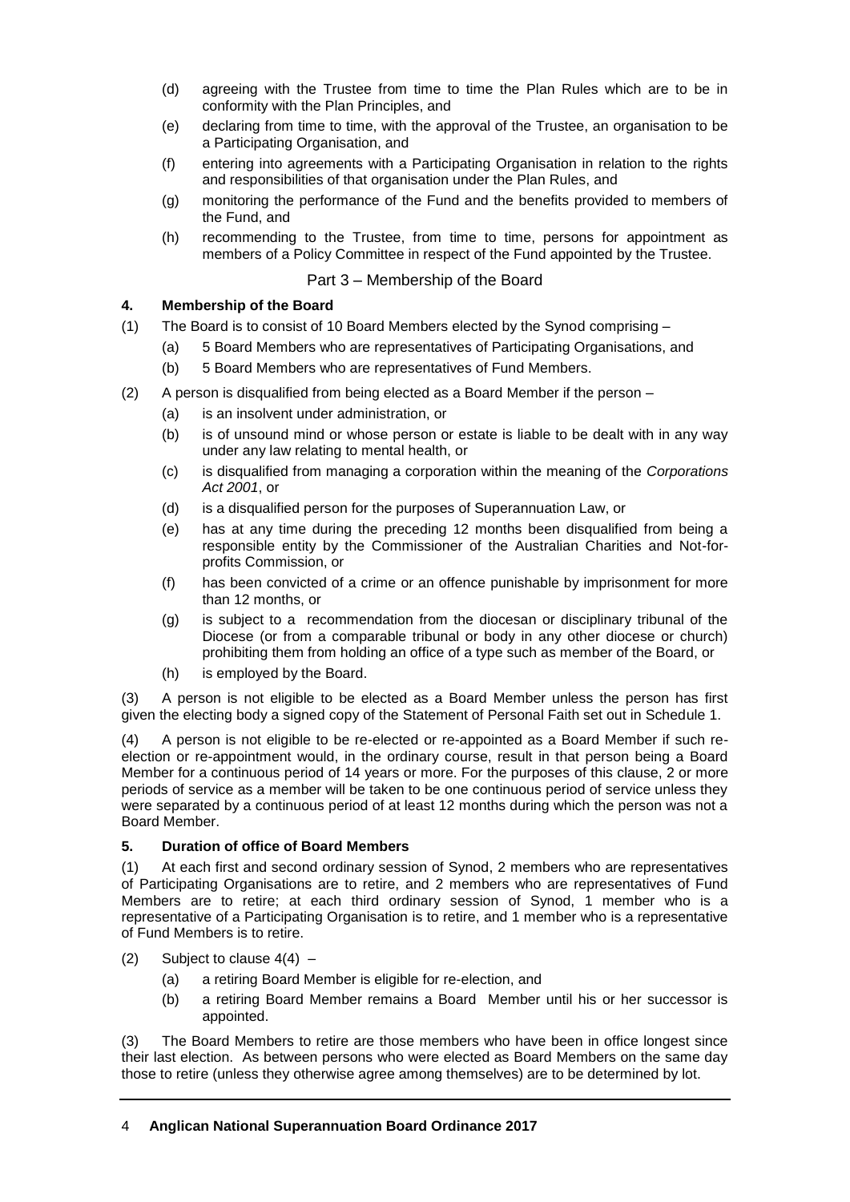(d) agreeing with the Trustee from time to time the Plan Rules which are to be in conformity with the Plan Principles, and

(e) declaring from time to time, with the approval of the Trustee, an organisation to be a Participating Organisation, and

(f) entering into agreements with a Participating Organisation in relation to the rights and responsibilities of that organisation under the Plan Rules, and

(g) monitoring the performance of the Fund and the benefits provided to members of the Fund, and

(h) recommending to the Trustee, from time to time, persons for appointment as members of a Policy Committee in respect of the Fund appointed by the Trustee.

## Part 3 – Membership of the Board

### 4. Membership of the Board

(1) The Board is to consist of 10 Board Members elected by the Synod comprising –

(a) 5 Board Members who are representatives of Participating Organisations, and

(b) 5 Board Members who are representatives of Fund Members.

(2) A person is disqualified from being elected as a Board Member if the person –

(a) is an insolvent under administration, or

(b) is of unsound mind or whose person or estate is liable to be dealt with in any way under any law relating to mental health, or

(c) is disqualified from managing a corporation within the meaning of the *Corporations Act 2001*, or

(d) is a disqualified person for the purposes of Superannuation Law, or

(e) has at any time during the preceding 12 months been disqualified from being a responsible entity by the Commissioner of the Australian Charities and Not-for-profits Commission, or

(f) has been convicted of a crime or an offence punishable by imprisonment for more than 12 months, or

(g) is subject to a recommendation from the diocesan or disciplinary tribunal of the Diocese (or from a comparable tribunal or body in any other diocese or church) prohibiting them from holding an office of a type such as member of the Board, or

(h) is employed by the Board.

(3) A person is not eligible to be elected as a Board Member unless the person has first given the electing body a signed copy of the Statement of Personal Faith set out in Schedule 1.

(4) A person is not eligible to be re-elected or re-appointed as a Board Member if such re-election or re-appointment would, in the ordinary course, result in that person being a Board Member for a continuous period of 14 years or more. For the purposes of this clause, 2 or more periods of service as a member will be taken to be one continuous period of service unless they were separated by a continuous period of at least 12 months during which the person was not a Board Member.

### 5. Duration of office of Board Members

(1) At each first and second ordinary session of Synod, 2 members who are representatives of Participating Organisations are to retire, and 2 members who are representatives of Fund Members are to retire; at each third ordinary session of Synod, 1 member who is a representative of a Participating Organisation is to retire, and 1 member who is a representative of Fund Members is to retire.

(2) Subject to clause 4(4) –

(a) a retiring Board Member is eligible for re-election, and

(b) a retiring Board Member remains a Board Member until his or her successor is appointed.

(3) The Board Members to retire are those members who have been in office longest since their last election. As between persons who were elected as Board Members on the same day those to retire (unless they otherwise agree among themselves) are to be determined by lot.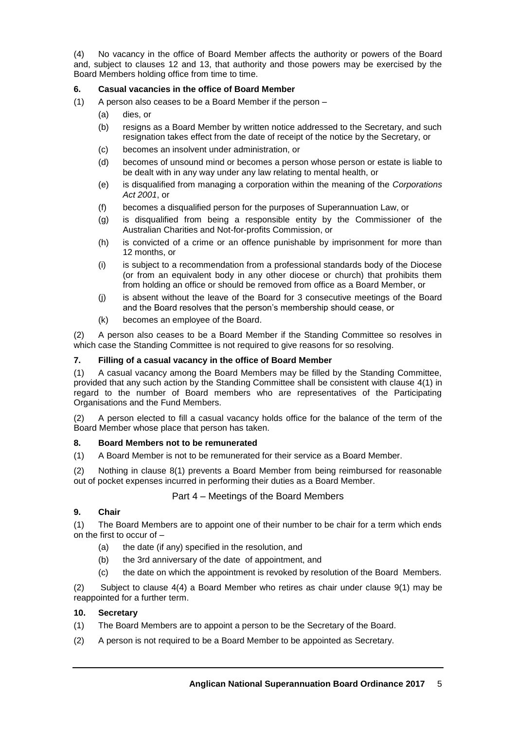(4) No vacancy in the office of Board Member affects the authority or powers of the Board and, subject to clauses 12 and 13, that authority and those powers may be exercised by the Board Members holding office from time to time.

### 6. Casual vacancies in the office of Board Member

(1) A person also ceases to be a Board Member if the person –

- (a) dies, or
- (b) resigns as a Board Member by written notice addressed to the Secretary, and such resignation takes effect from the date of receipt of the notice by the Secretary, or
- (c) becomes an insolvent under administration, or
- (d) becomes of unsound mind or becomes a person whose person or estate is liable to be dealt with in any way under any law relating to mental health, or
- (e) is disqualified from managing a corporation within the meaning of the *Corporations Act 2001*, or
- (f) becomes a disqualified person for the purposes of Superannuation Law, or
- (g) is disqualified from being a responsible entity by the Commissioner of the Australian Charities and Not-for-profits Commission, or
- (h) is convicted of a crime or an offence punishable by imprisonment for more than 12 months, or
- (i) is subject to a recommendation from a professional standards body of the Diocese (or from an equivalent body in any other diocese or church) that prohibits them from holding an office or should be removed from office as a Board Member, or
- (j) is absent without the leave of the Board for 3 consecutive meetings of the Board and the Board resolves that the person's membership should cease, or
- (k) becomes an employee of the Board.

(2) A person also ceases to be a Board Member if the Standing Committee so resolves in which case the Standing Committee is not required to give reasons for so resolving.

### 7. Filling of a casual vacancy in the office of Board Member

(1) A casual vacancy among the Board Members may be filled by the Standing Committee, provided that any such action by the Standing Committee shall be consistent with clause 4(1) in regard to the number of Board members who are representatives of the Participating Organisations and the Fund Members.

(2) A person elected to fill a casual vacancy holds office for the balance of the term of the Board Member whose place that person has taken.

### 8. Board Members not to be remunerated

(1) A Board Member is not to be remunerated for their service as a Board Member.

(2) Nothing in clause 8(1) prevents a Board Member from being reimbursed for reasonable out of pocket expenses incurred in performing their duties as a Board Member.

## Part 4 – Meetings of the Board Members

### 9. Chair

(1) The Board Members are to appoint one of their number to be chair for a term which ends on the first to occur of –

- (a) the date (if any) specified in the resolution, and
- (b) the 3rd anniversary of the date of appointment, and
- (c) the date on which the appointment is revoked by resolution of the Board Members.

(2) Subject to clause 4(4) a Board Member who retires as chair under clause 9(1) may be reappointed for a further term.

### 10. Secretary

(1) The Board Members are to appoint a person to be the Secretary of the Board.

(2) A person is not required to be a Board Member to be appointed as Secretary.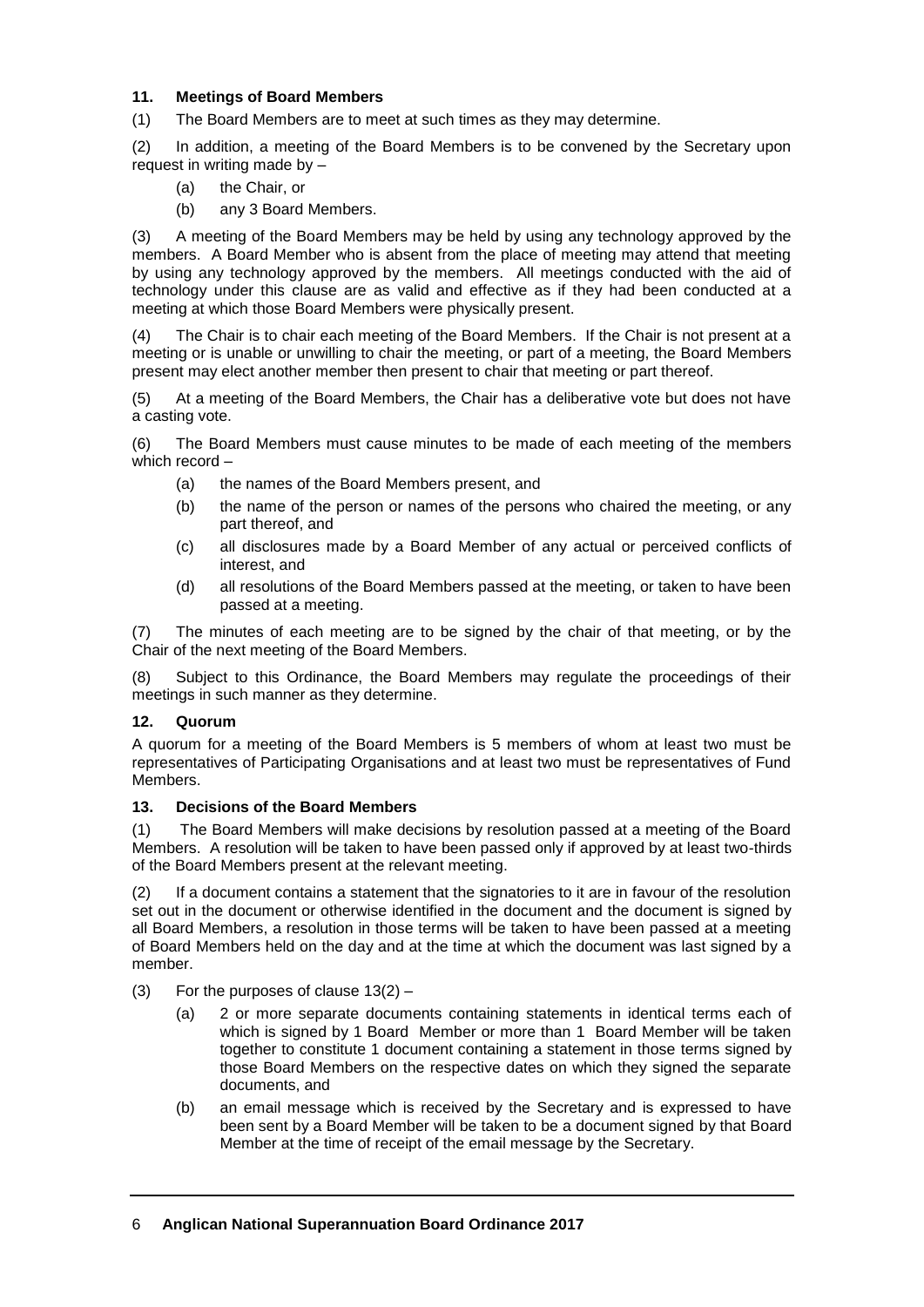### 11. Meetings of Board Members

(1) The Board Members are to meet at such times as they may determine.

(2) In addition, a meeting of the Board Members is to be convened by the Secretary upon request in writing made by –

- (a) the Chair, or
- (b) any 3 Board Members.

(3) A meeting of the Board Members may be held by using any technology approved by the members. A Board Member who is absent from the place of meeting may attend that meeting by using any technology approved by the members. All meetings conducted with the aid of technology under this clause are as valid and effective as if they had been conducted at a meeting at which those Board Members were physically present.

(4) The Chair is to chair each meeting of the Board Members. If the Chair is not present at a meeting or is unable or unwilling to chair the meeting, or part of a meeting, the Board Members present may elect another member then present to chair that meeting or part thereof.

(5) At a meeting of the Board Members, the Chair has a deliberative vote but does not have a casting vote.

(6) The Board Members must cause minutes to be made of each meeting of the members which record –

- (a) the names of the Board Members present, and
- (b) the name of the person or names of the persons who chaired the meeting, or any part thereof, and
- (c) all disclosures made by a Board Member of any actual or perceived conflicts of interest, and
- (d) all resolutions of the Board Members passed at the meeting, or taken to have been passed at a meeting.

(7) The minutes of each meeting are to be signed by the chair of that meeting, or by the Chair of the next meeting of the Board Members.

(8) Subject to this Ordinance, the Board Members may regulate the proceedings of their meetings in such manner as they determine.

### 12. Quorum

A quorum for a meeting of the Board Members is 5 members of whom at least two must be representatives of Participating Organisations and at least two must be representatives of Fund Members.

### 13. Decisions of the Board Members

(1) The Board Members will make decisions by resolution passed at a meeting of the Board Members. A resolution will be taken to have been passed only if approved by at least two-thirds of the Board Members present at the relevant meeting.

(2) If a document contains a statement that the signatories to it are in favour of the resolution set out in the document or otherwise identified in the document and the document is signed by all Board Members, a resolution in those terms will be taken to have been passed at a meeting of Board Members held on the day and at the time at which the document was last signed by a member.

(3) For the purposes of clause 13(2) –

- (a) 2 or more separate documents containing statements in identical terms each of which is signed by 1 Board Member or more than 1 Board Member will be taken together to constitute 1 document containing a statement in those terms signed by those Board Members on the respective dates on which they signed the separate documents, and
- (b) an email message which is received by the Secretary and is expressed to have been sent by a Board Member will be taken to be a document signed by that Board Member at the time of receipt of the email message by the Secretary.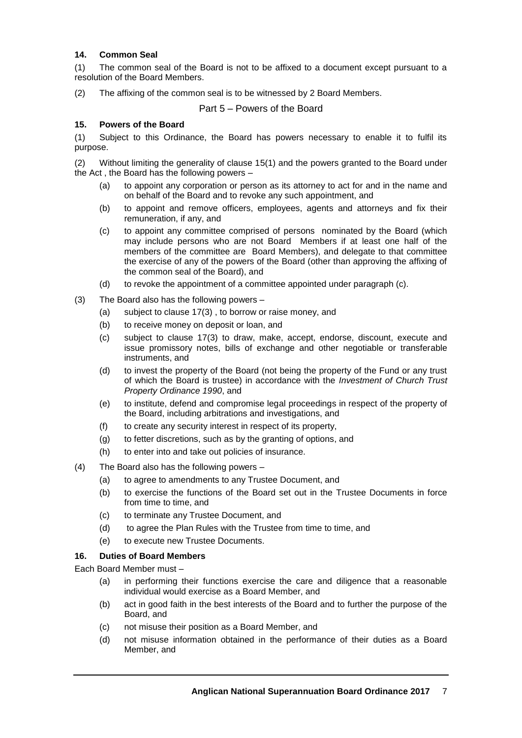### 14. Common Seal

(1) The common seal of the Board is not to be affixed to a document except pursuant to a resolution of the Board Members.

(2) The affixing of the common seal is to be witnessed by 2 Board Members.

## Part 5 – Powers of the Board

### 15. Powers of the Board

(1) Subject to this Ordinance, the Board has powers necessary to enable it to fulfil its purpose.

(2) Without limiting the generality of clause 15(1) and the powers granted to the Board under the Act , the Board has the following powers –

- (a) to appoint any corporation or person as its attorney to act for and in the name and on behalf of the Board and to revoke any such appointment, and
- (b) to appoint and remove officers, employees, agents and attorneys and fix their remuneration, if any, and
- (c) to appoint any committee comprised of persons nominated by the Board (which may include persons who are not Board Members if at least one half of the members of the committee are Board Members), and delegate to that committee the exercise of any of the powers of the Board (other than approving the affixing of the common seal of the Board), and
- (d) to revoke the appointment of a committee appointed under paragraph (c).

(3) The Board also has the following powers –

- (a) subject to clause 17(3) , to borrow or raise money, and
- (b) to receive money on deposit or loan, and
- (c) subject to clause 17(3) to draw, make, accept, endorse, discount, execute and issue promissory notes, bills of exchange and other negotiable or transferable instruments, and
- (d) to invest the property of the Board (not being the property of the Fund or any trust of which the Board is trustee) in accordance with the *Investment of Church Trust Property Ordinance 1990*, and
- (e) to institute, defend and compromise legal proceedings in respect of the property of the Board, including arbitrations and investigations, and
- (f) to create any security interest in respect of its property,
- (g) to fetter discretions, such as by the granting of options, and
- (h) to enter into and take out policies of insurance.

(4) The Board also has the following powers –

- (a) to agree to amendments to any Trustee Document, and
- (b) to exercise the functions of the Board set out in the Trustee Documents in force from time to time, and
- (c) to terminate any Trustee Document, and
- (d) to agree the Plan Rules with the Trustee from time to time, and
- (e) to execute new Trustee Documents.

### 16. Duties of Board Members

Each Board Member must –

- (a) in performing their functions exercise the care and diligence that a reasonable individual would exercise as a Board Member, and
- (b) act in good faith in the best interests of the Board and to further the purpose of the Board, and
- (c) not misuse their position as a Board Member, and
- (d) not misuse information obtained in the performance of their duties as a Board Member, and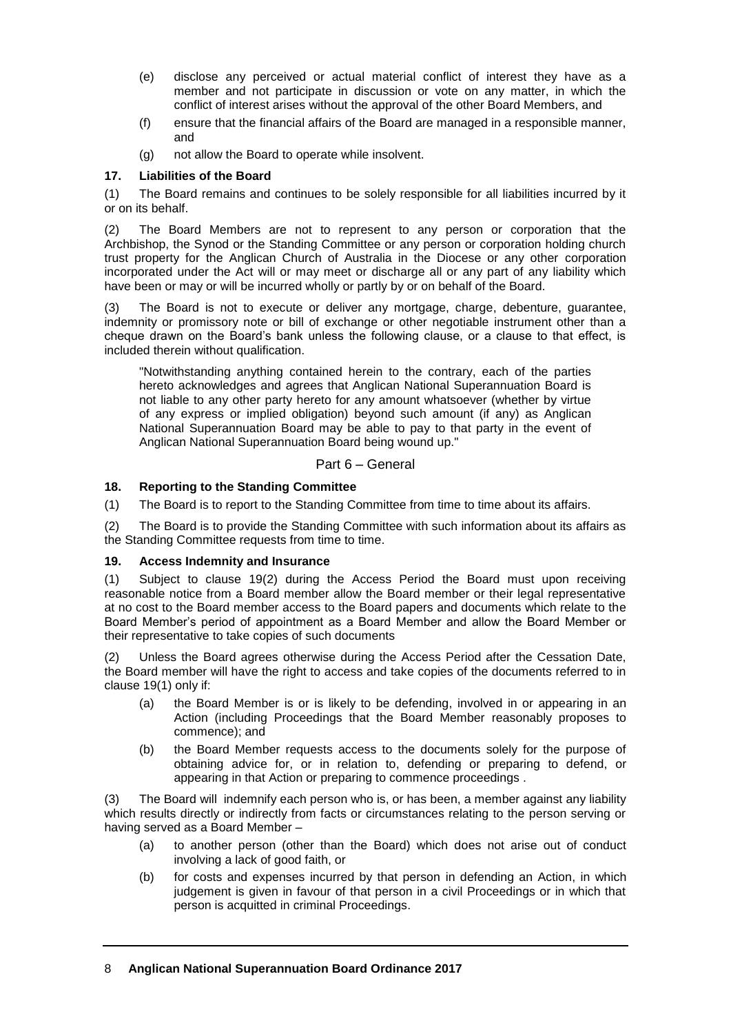(e) disclose any perceived or actual material conflict of interest they have as a member and not participate in discussion or vote on any matter, in which the conflict of interest arises without the approval of the other Board Members, and

(f) ensure that the financial affairs of the Board are managed in a responsible manner, and

(g) not allow the Board to operate while insolvent.

**17. Liabilities of the Board**

(1) The Board remains and continues to be solely responsible for all liabilities incurred by it or on its behalf.

(2) The Board Members are not to represent to any person or corporation that the Archbishop, the Synod or the Standing Committee or any person or corporation holding church trust property for the Anglican Church of Australia in the Diocese or any other corporation incorporated under the Act will or may meet or discharge all or any part of any liability which have been or may or will be incurred wholly or partly by or on behalf of the Board.

(3) The Board is not to execute or deliver any mortgage, charge, debenture, guarantee, indemnity or promissory note or bill of exchange or other negotiable instrument other than a cheque drawn on the Board's bank unless the following clause, or a clause to that effect, is included therein without qualification.

> "Notwithstanding anything contained herein to the contrary, each of the parties hereto acknowledges and agrees that Anglican National Superannuation Board is not liable to any other party hereto for any amount whatsoever (whether by virtue of any express or implied obligation) beyond such amount (if any) as Anglican National Superannuation Board may be able to pay to that party in the event of Anglican National Superannuation Board being wound up."

## Part 6 – General

**18. Reporting to the Standing Committee**

(1) The Board is to report to the Standing Committee from time to time about its affairs.

(2) The Board is to provide the Standing Committee with such information about its affairs as the Standing Committee requests from time to time.

**19. Access Indemnity and Insurance**

(1) Subject to clause 19(2) during the Access Period the Board must upon receiving reasonable notice from a Board member allow the Board member or their legal representative at no cost to the Board member access to the Board papers and documents which relate to the Board Member's period of appointment as a Board Member and allow the Board Member or their representative to take copies of such documents

(2) Unless the Board agrees otherwise during the Access Period after the Cessation Date, the Board member will have the right to access and take copies of the documents referred to in clause 19(1) only if:

(a) the Board Member is or is likely to be defending, involved in or appearing in an Action (including Proceedings that the Board Member reasonably proposes to commence); and

(b) the Board Member requests access to the documents solely for the purpose of obtaining advice for, or in relation to, defending or preparing to defend, or appearing in that Action or preparing to commence proceedings .

(3) The Board will indemnify each person who is, or has been, a member against any liability which results directly or indirectly from facts or circumstances relating to the person serving or having served as a Board Member –

(a) to another person (other than the Board) which does not arise out of conduct involving a lack of good faith, or

(b) for costs and expenses incurred by that person in defending an Action, in which judgement is given in favour of that person in a civil Proceedings or in which that person is acquitted in criminal Proceedings.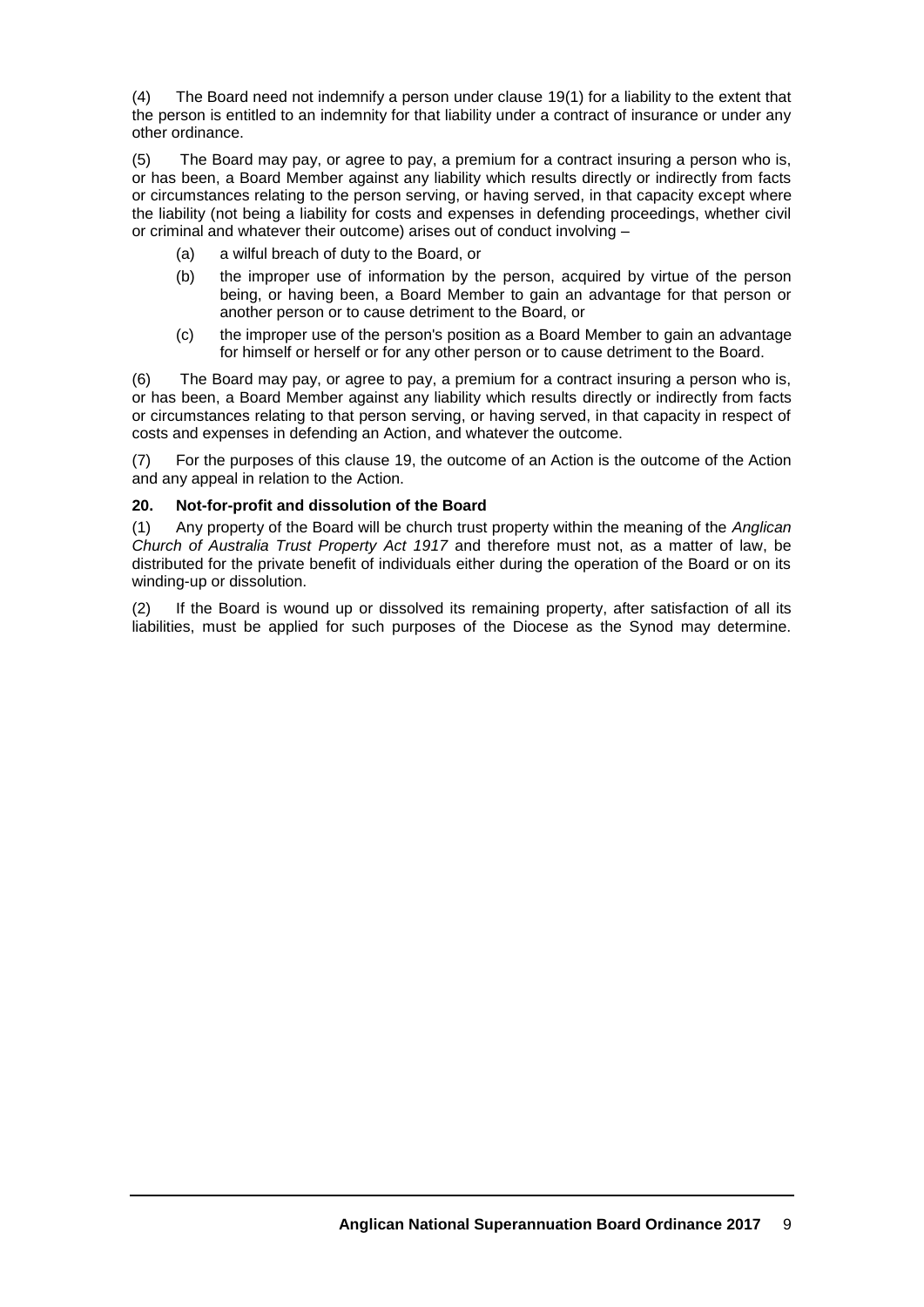(4) The Board need not indemnify a person under clause 19(1) for a liability to the extent that the person is entitled to an indemnity for that liability under a contract of insurance or under any other ordinance.

(5) The Board may pay, or agree to pay, a premium for a contract insuring a person who is, or has been, a Board Member against any liability which results directly or indirectly from facts or circumstances relating to the person serving, or having served, in that capacity except where the liability (not being a liability for costs and expenses in defending proceedings, whether civil or criminal and whatever their outcome) arises out of conduct involving –

- (a) a wilful breach of duty to the Board, or
- (b) the improper use of information by the person, acquired by virtue of the person being, or having been, a Board Member to gain an advantage for that person or another person or to cause detriment to the Board, or
- (c) the improper use of the person's position as a Board Member to gain an advantage for himself or herself or for any other person or to cause detriment to the Board.

(6) The Board may pay, or agree to pay, a premium for a contract insuring a person who is, or has been, a Board Member against any liability which results directly or indirectly from facts or circumstances relating to that person serving, or having served, in that capacity in respect of costs and expenses in defending an Action, and whatever the outcome.

(7) For the purposes of this clause 19, the outcome of an Action is the outcome of the Action and any appeal in relation to the Action.

**20. Not-for-profit and dissolution of the Board**

(1) Any property of the Board will be church trust property within the meaning of the *Anglican Church of Australia Trust Property Act 1917* and therefore must not, as a matter of law, be distributed for the private benefit of individuals either during the operation of the Board or on its winding-up or dissolution.

(2) If the Board is wound up or dissolved its remaining property, after satisfaction of all its liabilities, must be applied for such purposes of the Diocese as the Synod may determine.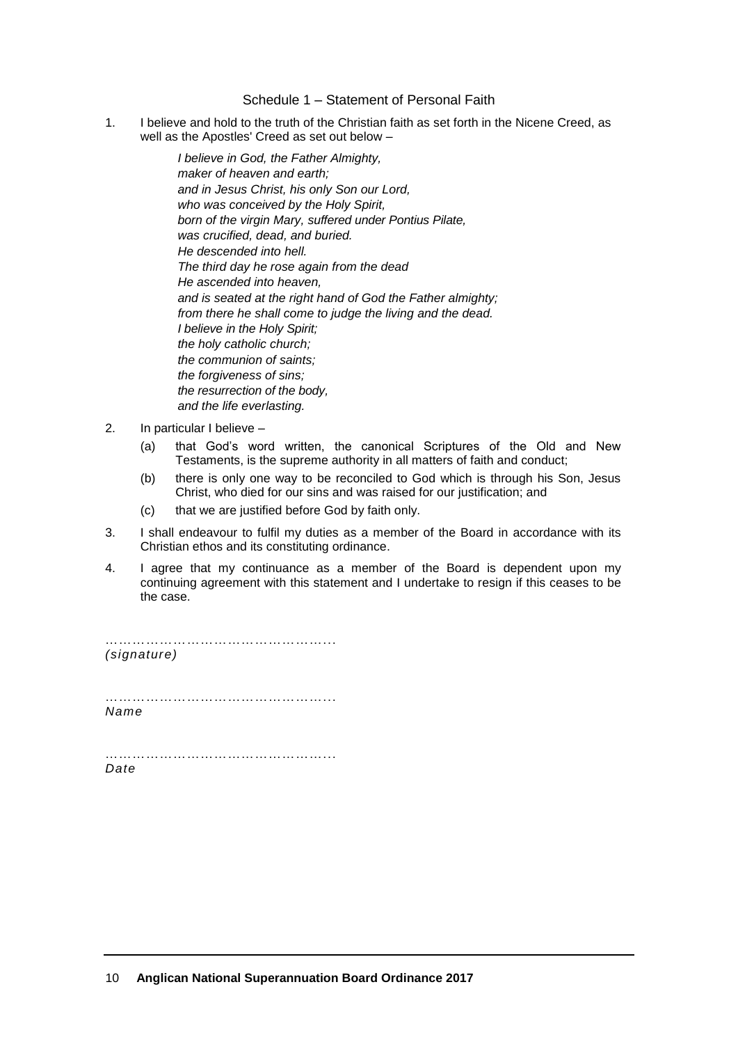## Schedule 1 – Statement of Personal Faith

1. I believe and hold to the truth of the Christian faith as set forth in the Nicene Creed, as well as the Apostles' Creed as set out below –

   *I believe in God, the Father Almighty,*
   *maker of heaven and earth;*
   *and in Jesus Christ, his only Son our Lord,*
   *who was conceived by the Holy Spirit,*
   *born of the virgin Mary, suffered under Pontius Pilate,*
   *was crucified, dead, and buried.*
   *He descended into hell.*
   *The third day he rose again from the dead*
   *He ascended into heaven,*
   *and is seated at the right hand of God the Father almighty;*
   *from there he shall come to judge the living and the dead.*
   *I believe in the Holy Spirit;*
   *the holy catholic church;*
   *the communion of saints;*
   *the forgiveness of sins;*
   *the resurrection of the body,*
   *and the life everlasting.*

2. In particular I believe –

   (a) that God's word written, the canonical Scriptures of the Old and New Testaments, is the supreme authority in all matters of faith and conduct;

   (b) there is only one way to be reconciled to God which is through his Son, Jesus Christ, who died for our sins and was raised for our justification; and

   (c) that we are justified before God by faith only.

3. I shall endeavour to fulfil my duties as a member of the Board in accordance with its Christian ethos and its constituting ordinance.

4. I agree that my continuance as a member of the Board is dependent upon my continuing agreement with this statement and I undertake to resign if this ceases to be the case.

…………………………………………….
*(signature)*

…………………………………………….
*Name*

…………………………………………….
*Date*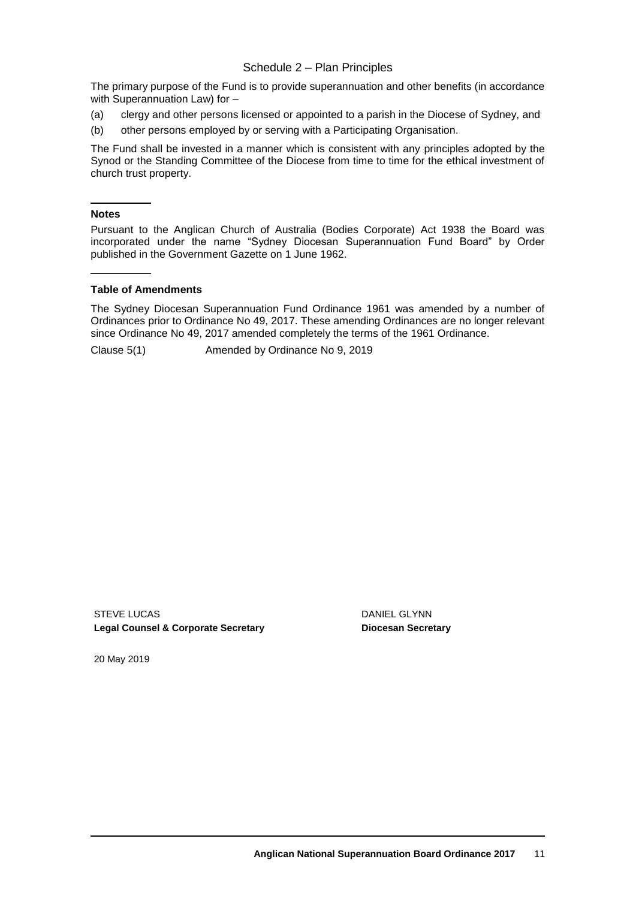## Schedule 2 – Plan Principles

The primary purpose of the Fund is to provide superannuation and other benefits (in accordance with Superannuation Law) for –

(a) clergy and other persons licensed or appointed to a parish in the Diocese of Sydney, and

(b) other persons employed by or serving with a Participating Organisation.

The Fund shall be invested in a manner which is consistent with any principles adopted by the Synod or the Standing Committee of the Diocese from time to time for the ethical investment of church trust property.

---

**Notes**

Pursuant to the Anglican Church of Australia (Bodies Corporate) Act 1938 the Board was incorporated under the name "Sydney Diocesan Superannuation Fund Board" by Order published in the Government Gazette on 1 June 1962.

---

**Table of Amendments**

The Sydney Diocesan Superannuation Fund Ordinance 1961 was amended by a number of Ordinances prior to Ordinance No 49, 2017. These amending Ordinances are no longer relevant since Ordinance No 49, 2017 amended completely the terms of the 1961 Ordinance.

| | |
|---|---|
| Clause 5(1) | Amended by Ordinance No 9, 2019 |

STEVE LUCAS
**Legal Counsel & Corporate Secretary**

DANIEL GLYNN
**Diocesan Secretary**

20 May 2019